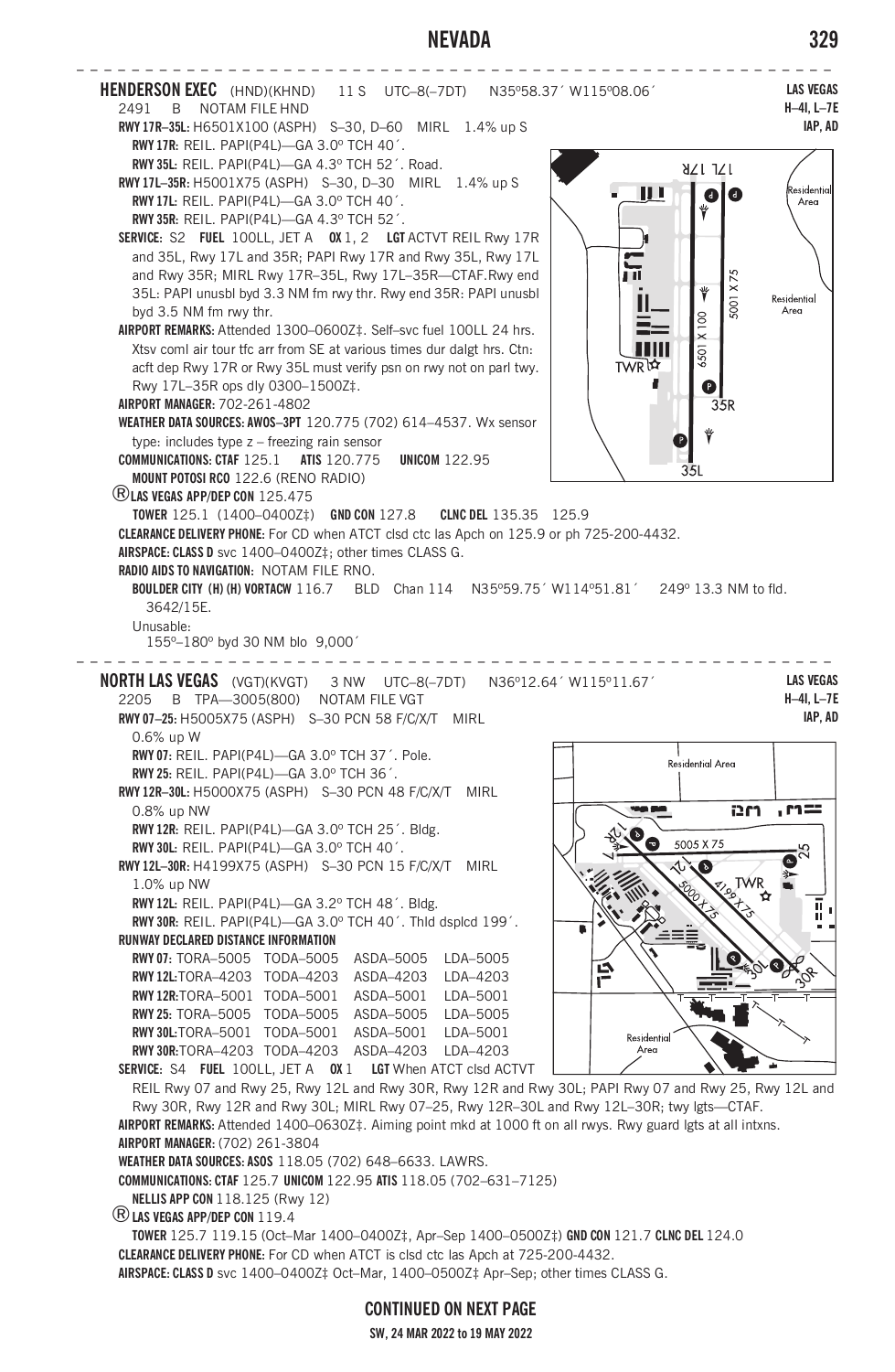**HENDERSON EXEC** (HND)(KHND) 11 S UTC–8(–7DT) N35°58.37´ W115°08.06´
2491 B NOTAM FILE HND

LAS VEGAS
H–4I, L–7E
IAP, AD

**RWY 17R–35L:** H6501X100 (ASPH) S–30, D–60 MIRL 1.4% up S
**RWY 17R:** REIL. PAPI(P4L)—GA 3.0° TCH 40´.
**RWY 35L:** REIL. PAPI(P4L)—GA 4.3° TCH 52´. Road.
**RWY 17L–35R:** H5001X75 (ASPH) S–30, D–30 MIRL 1.4% up S
**RWY 17L:** REIL. PAPI(P4L)—GA 3.0° TCH 40´.
**RWY 35R:** REIL. PAPI(P4L)—GA 4.3° TCH 52´.
**SERVICE:** S2 **FUEL** 100LL, JET A **OX** 1, 2 **LGT** ACTVT REIL Rwy 17R and 35L, Rwy 17L and 35R; PAPI Rwy 17R and Rwy 35L, Rwy 17L and Rwy 35R; MIRL Rwy 17R–35L, Rwy 17L–35R—CTAF. Rwy end 35L: PAPI unusbl byd 3.3 NM fm rwy thr. Rwy end 35R: PAPI unusbl byd 3.5 NM fm rwy thr.
**AIRPORT REMARKS:** Attended 1300–0600Z‡. Self–svc fuel 100LL 24 hrs. Xtsv coml air tour tfc arr from SE at various times dur dalgt hrs. Ctn: acft dep Rwy 17R or Rwy 35L must verify psn on rwy not on parl twy. Rwy 17L–35R ops dly 0300–1500Z‡.
**AIRPORT MANAGER:** 702-261-4802
**WEATHER DATA SOURCES:** AWOS–3PT 120.775 (702) 614–4537. Wx sensor type: includes type z – freezing rain sensor
**COMMUNICATIONS: CTAF** 125.1 **ATIS** 120.775 **UNICOM** 122.95
**MOUNT POTOSI RCO** 122.6 (RENO RADIO)
Ⓡ **LAS VEGAS APP/DEP CON** 125.475
**TOWER** 125.1 (1400–0400Z‡) **GND CON** 127.8 **CLNC DEL** 135.35 125.9
**CLEARANCE DELIVERY PHONE:** For CD when ATCT clsd ctc las Apch on 125.9 or ph 725-200-4432.
**AIRSPACE:** CLASS D svc 1400–0400Z‡; other times CLASS G.
**RADIO AIDS TO NAVIGATION:** NOTAM FILE RNO.
**BOULDER CITY (H) (H) VORTACW** 116.7 BLD Chan 114 N35°59.75´ W114°51.81´ 249° 13.3 NM to fld. 3642/15E.
Unusable:
155°–180° byd 30 NM blo 9,000´

---

**NORTH LAS VEGAS** (VGT)(KVGT) 3 NW UTC–8(–7DT) N36°12.64´ W115°11.67´
2205 B TPA—3005(800) NOTAM FILE VGT

LAS VEGAS
H–4I, L–7E
IAP, AD

**RWY 07–25:** H5005X75 (ASPH) S–30 PCN 58 F/C/X/T MIRL 0.6% up W
**RWY 07:** REIL. PAPI(P4L)—GA 3.0° TCH 37´. Pole.
**RWY 25:** REIL. PAPI(P4L)—GA 3.0° TCH 36´.
**RWY 12R–30L:** H5000X75 (ASPH) S–30 PCN 48 F/C/X/T MIRL 0.8% up NW
**RWY 12R:** REIL. PAPI(P4L)—GA 3.0° TCH 25´. Bldg.
**RWY 30L:** REIL. PAPI(P4L)—GA 3.0° TCH 40´.
**RWY 12L–30R:** H4199X75 (ASPH) S–30 PCN 15 F/C/X/T MIRL 1.0% up NW
**RWY 12L:** REIL. PAPI(P4L)—GA 3.2° TCH 48´. Bldg.
**RWY 30R:** REIL. PAPI(P4L)—GA 3.0° TCH 40´. Thld dsplcd 199´.
**RUNWAY DECLARED DISTANCE INFORMATION**

| | | | | |
|---|---|---|---|---|
| **RWY 07:** | TORA–5005 | TODA–5005 | ASDA–5005 | LDA–5005 |
| **RWY 12L:** | TORA–4203 | TODA–4203 | ASDA–4203 | LDA–4203 |
| **RWY 12R:** | TORA–5001 | TODA–5001 | ASDA–5001 | LDA–5001 |
| **RWY 25:** | TORA–5005 | TODA–5005 | ASDA–5005 | LDA–5005 |
| **RWY 30L:** | TORA–5001 | TODA–5001 | ASDA–5001 | LDA–5001 |
| **RWY 30R:** | TORA–4203 | TODA–4203 | ASDA–4203 | LDA–4203 |

**SERVICE:** S4 **FUEL** 100LL, JET A **OX** 1 **LGT** When ATCT clsd ACTVT REIL Rwy 07 and Rwy 25, Rwy 12L and Rwy 30R, Rwy 12R and Rwy 30L; PAPI Rwy 07 and Rwy 25, Rwy 12L and Rwy 30R, Rwy 12R and Rwy 30L; MIRL Rwy 07–25, Rwy 12R–30L and Rwy 12L–30R; twy lgts—CTAF.
**AIRPORT REMARKS:** Attended 1400–0630Z‡. Aiming point mkd at 1000 ft on all rwys. Rwy guard lgts at all intxns.
**AIRPORT MANAGER:** (702) 261-3804
**WEATHER DATA SOURCES:** ASOS 118.05 (702) 648–6633. LAWRS.
**COMMUNICATIONS: CTAF** 125.7 **UNICOM** 122.95 **ATIS** 118.05 (702–631–7125)
**NELLIS APP CON** 118.125 (Rwy 12)
Ⓡ **LAS VEGAS APP/DEP CON** 119.4
**TOWER** 125.7 119.15 (Oct–Mar 1400–0400Z‡, Apr–Sep 1400–0500Z‡) **GND CON** 121.7 **CLNC DEL** 124.0
**CLEARANCE DELIVERY PHONE:** For CD when ATCT is clsd ctc las Apch at 725-200-4432.
**AIRSPACE:** CLASS D svc 1400–0400Z‡ Oct–Mar, 1400–0500Z‡ Apr–Sep; other times CLASS G.

**CONTINUED ON NEXT PAGE**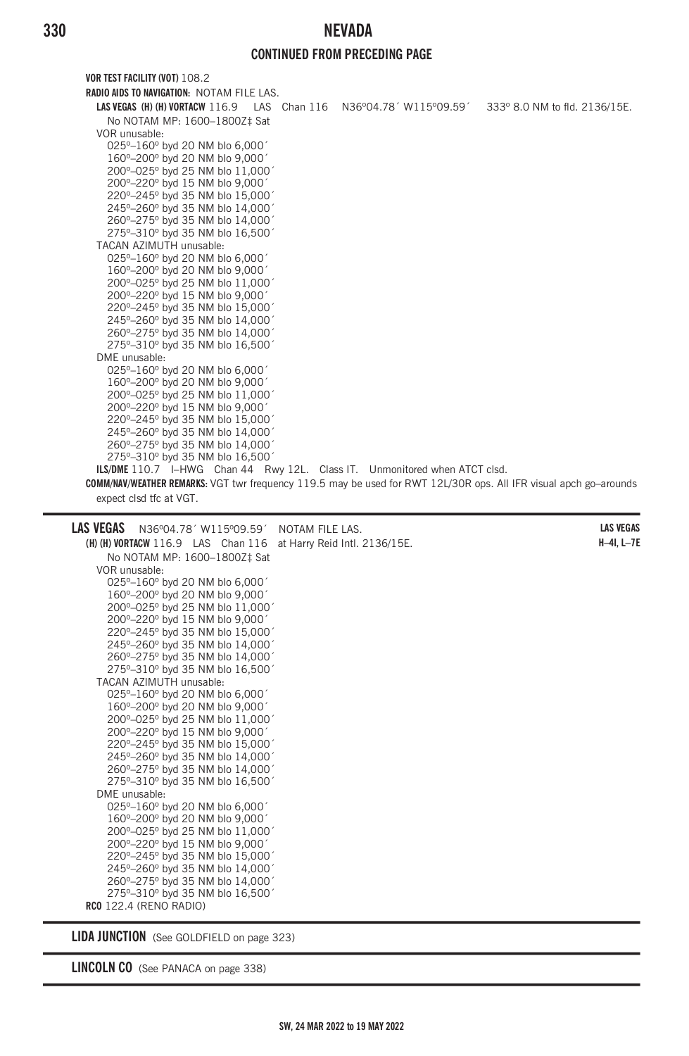## NEVADA

### CONTINUED FROM PRECEDING PAGE

**VOR TEST FACILITY (VOT)** 108.2

**RADIO AIDS TO NAVIGATION:** NOTAM FILE LAS.

**LAS VEGAS (H) (H) VORTACW** 116.9 LAS Chan 116 N36º04.78´ W115º09.59´ 333º 8.0 NM to fld. 2136/15E.

No NOTAM MP: 1600–1800Z‡ Sat

VOR unusable:

- 025º–160º byd 20 NM blo 6,000´
- 160º–200º byd 20 NM blo 9,000´
- 200º–025º byd 25 NM blo 11,000´
- 200º–220º byd 15 NM blo 9,000´
- 220º–245º byd 35 NM blo 15,000´
- 245º–260º byd 35 NM blo 14,000´
- 260º–275º byd 35 NM blo 14,000´
- 275º–310º byd 35 NM blo 16,500´

TACAN AZIMUTH unusable:

- 025º–160º byd 20 NM blo 6,000´
- 160º–200º byd 20 NM blo 9,000´
- 200º–025º byd 25 NM blo 11,000´
- 200º–220º byd 15 NM blo 9,000´
- 220º–245º byd 35 NM blo 15,000´
- 245º–260º byd 35 NM blo 14,000´
- 260º–275º byd 35 NM blo 14,000´
- 275º–310º byd 35 NM blo 16,500´

DME unusable:

- 025º–160º byd 20 NM blo 6,000´
- 160º–200º byd 20 NM blo 9,000´
- 200º–025º byd 25 NM blo 11,000´
- 200º–220º byd 15 NM blo 9,000´
- 220º–245º byd 35 NM blo 15,000´
- 245º–260º byd 35 NM blo 14,000´
- 260º–275º byd 35 NM blo 14,000´
- 275º–310º byd 35 NM blo 16,500´

**ILS/DME** 110.7 I–HWG Chan 44 Rwy 12L. Class IT. Unmonitored when ATCT clsd.

**COMM/NAV/WEATHER REMARKS:** VGT twr frequency 119.5 may be used for RWT 12L/30R ops. All IFR visual apch go–arounds expect clsd tfc at VGT.

---

**LAS VEGAS** N36º04.78´ W115º09.59´ NOTAM FILE LAS. **LAS VEGAS H–4I, L–7E**

**(H) (H) VORTACW** 116.9 LAS Chan 116 at Harry Reid Intl. 2136/15E.

No NOTAM MP: 1600–1800Z‡ Sat

VOR unusable:

- 025º–160º byd 20 NM blo 6,000´
- 160º–200º byd 20 NM blo 9,000´
- 200º–025º byd 25 NM blo 11,000´
- 200º–220º byd 15 NM blo 9,000´
- 220º–245º byd 35 NM blo 15,000´
- 245º–260º byd 35 NM blo 14,000´
- 260º–275º byd 35 NM blo 14,000´
- 275º–310º byd 35 NM blo 16,500´

TACAN AZIMUTH unusable:

- 025º–160º byd 20 NM blo 6,000´
- 160º–200º byd 20 NM blo 9,000´
- 200º–025º byd 25 NM blo 11,000´
- 200º–220º byd 15 NM blo 9,000´
- 220º–245º byd 35 NM blo 15,000´
- 245º–260º byd 35 NM blo 14,000´
- 260º–275º byd 35 NM blo 14,000´
- 275º–310º byd 35 NM blo 16,500´

DME unusable:

- 025º–160º byd 20 NM blo 6,000´
- 160º–200º byd 20 NM blo 9,000´
- 200º–025º byd 25 NM blo 11,000´
- 200º–220º byd 15 NM blo 9,000´
- 220º–245º byd 35 NM blo 15,000´
- 245º–260º byd 35 NM blo 14,000´
- 260º–275º byd 35 NM blo 14,000´
- 275º–310º byd 35 NM blo 16,500´

**RCO** 122.4 (RENO RADIO)

---

**LIDA JUNCTION** (See GOLDFIELD on page 323)

---

**LINCOLN CO** (See PANACA on page 338)